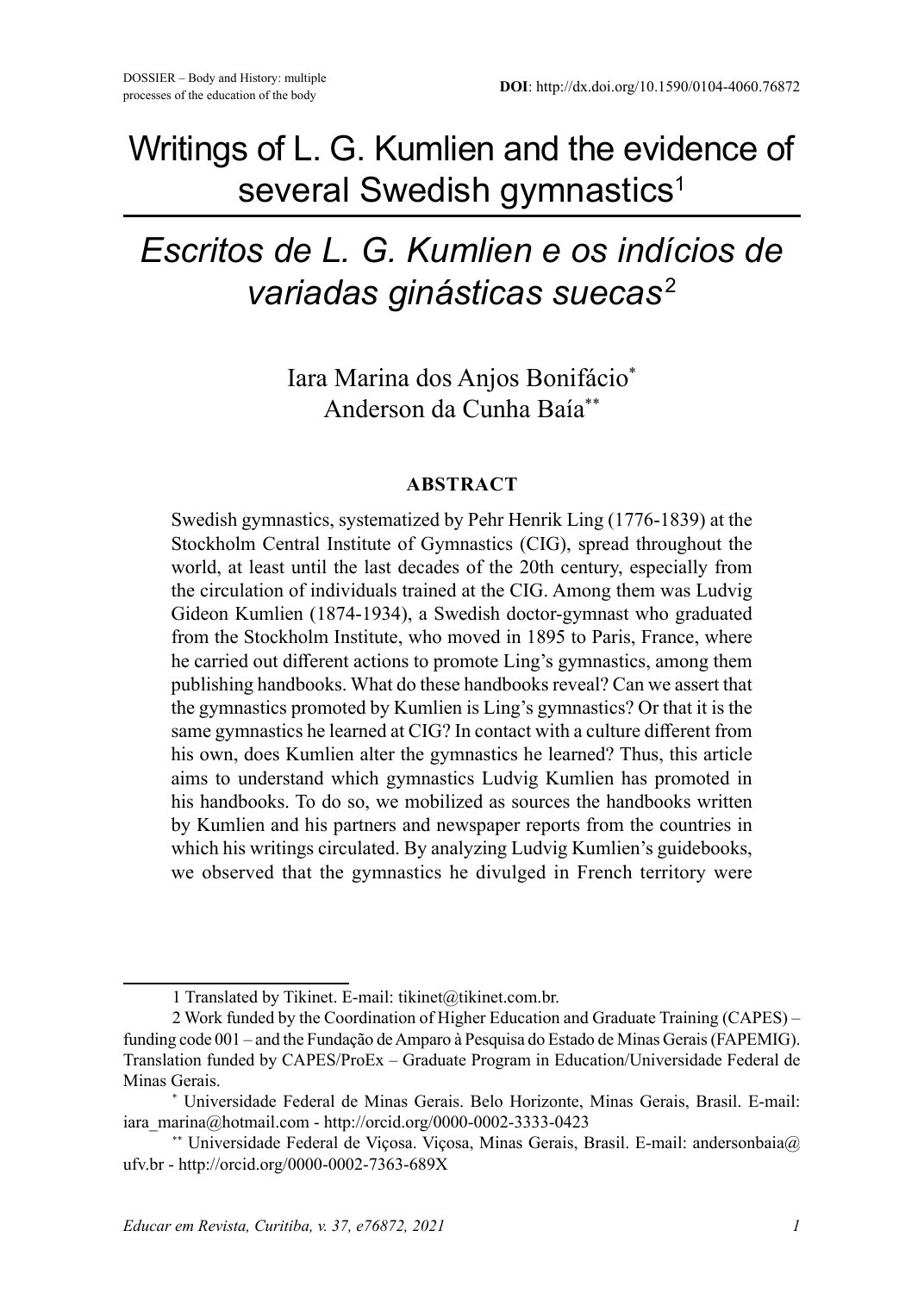# Writings of L. G. Kumlien and the evidence of several Swedish gymnastics[1]

# *Escritos de L. G. Kumlien e os indícios de variadas ginásticas suecas*[2]

Iara Marina dos Anjos Bonifácio[*]
Anderson da Cunha Baía[**]

## ABSTRACT

Swedish gymnastics, systematized by Pehr Henrik Ling (1776-1839) at the Stockholm Central Institute of Gymnastics (CIG), spread throughout the world, at least until the last decades of the 20th century, especially from the circulation of individuals trained at the CIG. Among them was Ludvig Gideon Kumlien (1874-1934), a Swedish doctor-gymnast who graduated from the Stockholm Institute, who moved in 1895 to Paris, France, where he carried out different actions to promote Ling's gymnastics, among them publishing handbooks. What do these handbooks reveal? Can we assert that the gymnastics promoted by Kumlien is Ling's gymnastics? Or that it is the same gymnastics he learned at CIG? In contact with a culture different from his own, does Kumlien alter the gymnastics he learned? Thus, this article aims to understand which gymnastics Ludvig Kumlien has promoted in his handbooks. To do so, we mobilized as sources the handbooks written by Kumlien and his partners and newspaper reports from the countries in which his writings circulated. By analyzing Ludvig Kumlien's guidebooks, we observed that the gymnastics he divulged in French territory were

---

1 Translated by Tikinet. E-mail: tikinet@tikinet.com.br.

2 Work funded by the Coordination of Higher Education and Graduate Training (CAPES) – funding code 001 – and the Fundação de Amparo à Pesquisa do Estado de Minas Gerais (FAPEMIG). Translation funded by CAPES/ProEx – Graduate Program in Education/Universidade Federal de Minas Gerais.

* Universidade Federal de Minas Gerais. Belo Horizonte, Minas Gerais, Brasil. E-mail: iara_marina@hotmail.com - http://orcid.org/0000-0002-3333-0423

** Universidade Federal de Viçosa. Viçosa, Minas Gerais, Brasil. E-mail: andersonbaia@ufv.br - http://orcid.org/0000-0002-7363-689X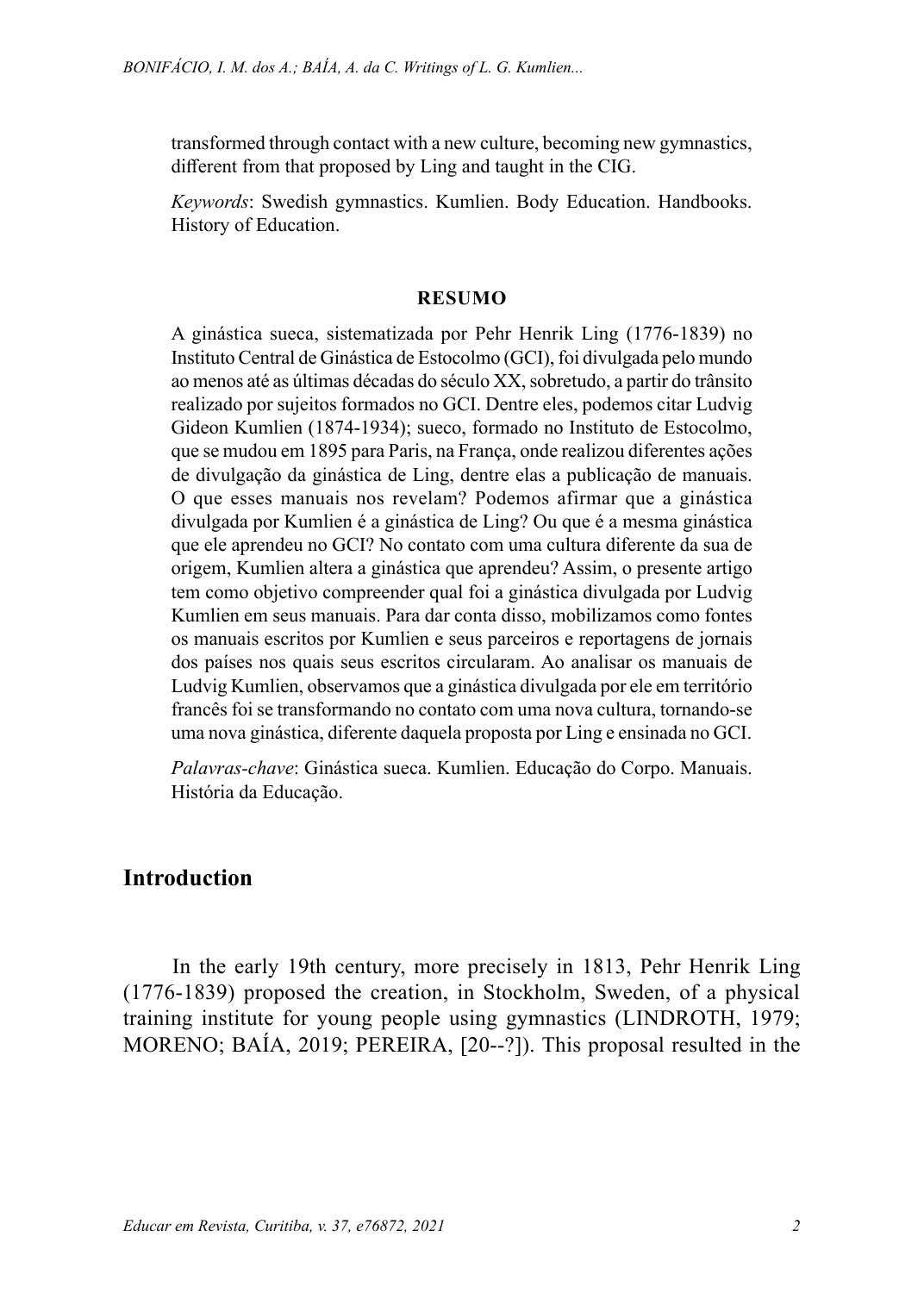transformed through contact with a new culture, becoming new gymnastics, different from that proposed by Ling and taught in the CIG.

*Keywords*: Swedish gymnastics. Kumlien. Body Education. Handbooks. History of Education.

**RESUMO**

A ginástica sueca, sistematizada por Pehr Henrik Ling (1776-1839) no Instituto Central de Ginástica de Estocolmo (GCI), foi divulgada pelo mundo ao menos até as últimas décadas do século XX, sobretudo, a partir do trânsito realizado por sujeitos formados no GCI. Dentre eles, podemos citar Ludvig Gideon Kumlien (1874-1934); sueco, formado no Instituto de Estocolmo, que se mudou em 1895 para Paris, na França, onde realizou diferentes ações de divulgação da ginástica de Ling, dentre elas a publicação de manuais. O que esses manuais nos revelam? Podemos afirmar que a ginástica divulgada por Kumlien é a ginástica de Ling? Ou que é a mesma ginástica que ele aprendeu no GCI? No contato com uma cultura diferente da sua de origem, Kumlien altera a ginástica que aprendeu? Assim, o presente artigo tem como objetivo compreender qual foi a ginástica divulgada por Ludvig Kumlien em seus manuais. Para dar conta disso, mobilizamos como fontes os manuais escritos por Kumlien e seus parceiros e reportagens de jornais dos países nos quais seus escritos circularam. Ao analisar os manuais de Ludvig Kumlien, observamos que a ginástica divulgada por ele em território francês foi se transformando no contato com uma nova cultura, tornando-se uma nova ginástica, diferente daquela proposta por Ling e ensinada no GCI.

*Palavras-chave*: Ginástica sueca. Kumlien. Educação do Corpo. Manuais. História da Educação.

## Introduction

In the early 19th century, more precisely in 1813, Pehr Henrik Ling (1776-1839) proposed the creation, in Stockholm, Sweden, of a physical training institute for young people using gymnastics (LINDROTH, 1979; MORENO; BAÍA, 2019; PEREIRA, [20--?]). This proposal resulted in the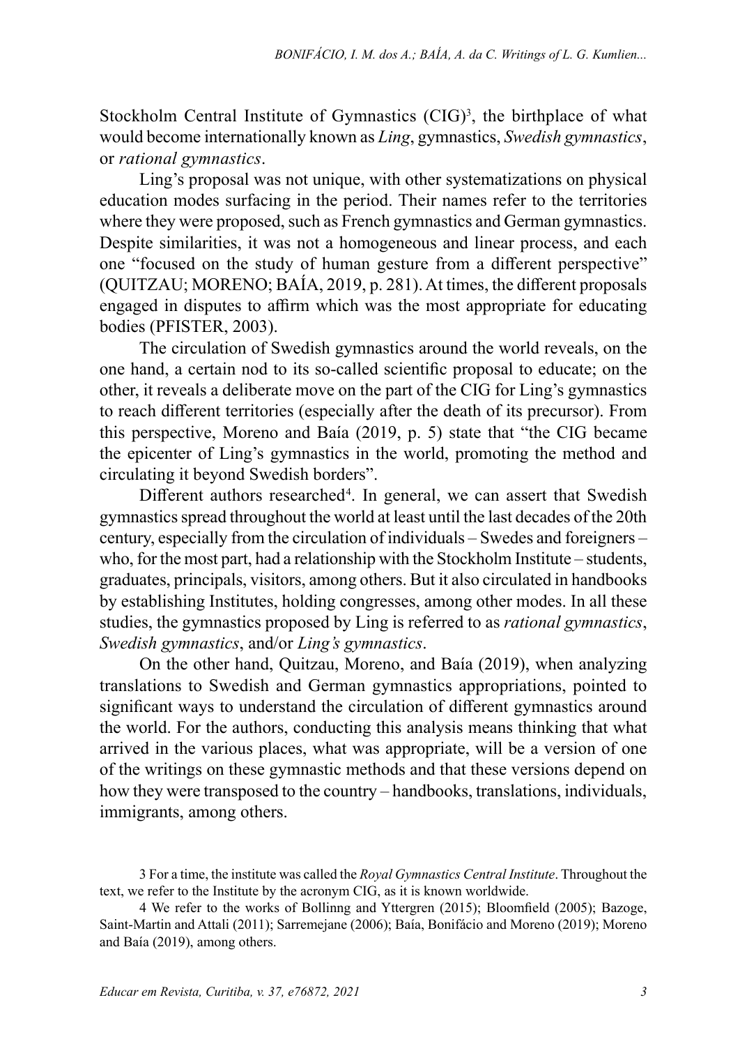Stockholm Central Institute of Gymnastics (CIG)[3], the birthplace of what would become internationally known as *Ling*, gymnastics, *Swedish gymnastics*, or *rational gymnastics*.

Ling's proposal was not unique, with other systematizations on physical education modes surfacing in the period. Their names refer to the territories where they were proposed, such as French gymnastics and German gymnastics. Despite similarities, it was not a homogeneous and linear process, and each one "focused on the study of human gesture from a different perspective" (QUITZAU; MORENO; BAÍA, 2019, p. 281). At times, the different proposals engaged in disputes to affirm which was the most appropriate for educating bodies (PFISTER, 2003).

The circulation of Swedish gymnastics around the world reveals, on the one hand, a certain nod to its so-called scientific proposal to educate; on the other, it reveals a deliberate move on the part of the CIG for Ling's gymnastics to reach different territories (especially after the death of its precursor). From this perspective, Moreno and Baía (2019, p. 5) state that "the CIG became the epicenter of Ling's gymnastics in the world, promoting the method and circulating it beyond Swedish borders".

Different authors researched[4]. In general, we can assert that Swedish gymnastics spread throughout the world at least until the last decades of the 20th century, especially from the circulation of individuals – Swedes and foreigners – who, for the most part, had a relationship with the Stockholm Institute – students, graduates, principals, visitors, among others. But it also circulated in handbooks by establishing Institutes, holding congresses, among other modes. In all these studies, the gymnastics proposed by Ling is referred to as *rational gymnastics*, *Swedish gymnastics*, and/or *Ling's gymnastics*.

On the other hand, Quitzau, Moreno, and Baía (2019), when analyzing translations to Swedish and German gymnastics appropriations, pointed to significant ways to understand the circulation of different gymnastics around the world. For the authors, conducting this analysis means thinking that what arrived in the various places, what was appropriate, will be a version of one of the writings on these gymnastic methods and that these versions depend on how they were transposed to the country – handbooks, translations, individuals, immigrants, among others.

3 For a time, the institute was called the *Royal Gymnastics Central Institute*. Throughout the text, we refer to the Institute by the acronym CIG, as it is known worldwide.

4 We refer to the works of Bollinng and Yttergren (2015); Bloomfield (2005); Bazoge, Saint-Martin and Attali (2011); Sarremejane (2006); Baía, Bonifácio and Moreno (2019); Moreno and Baía (2019), among others.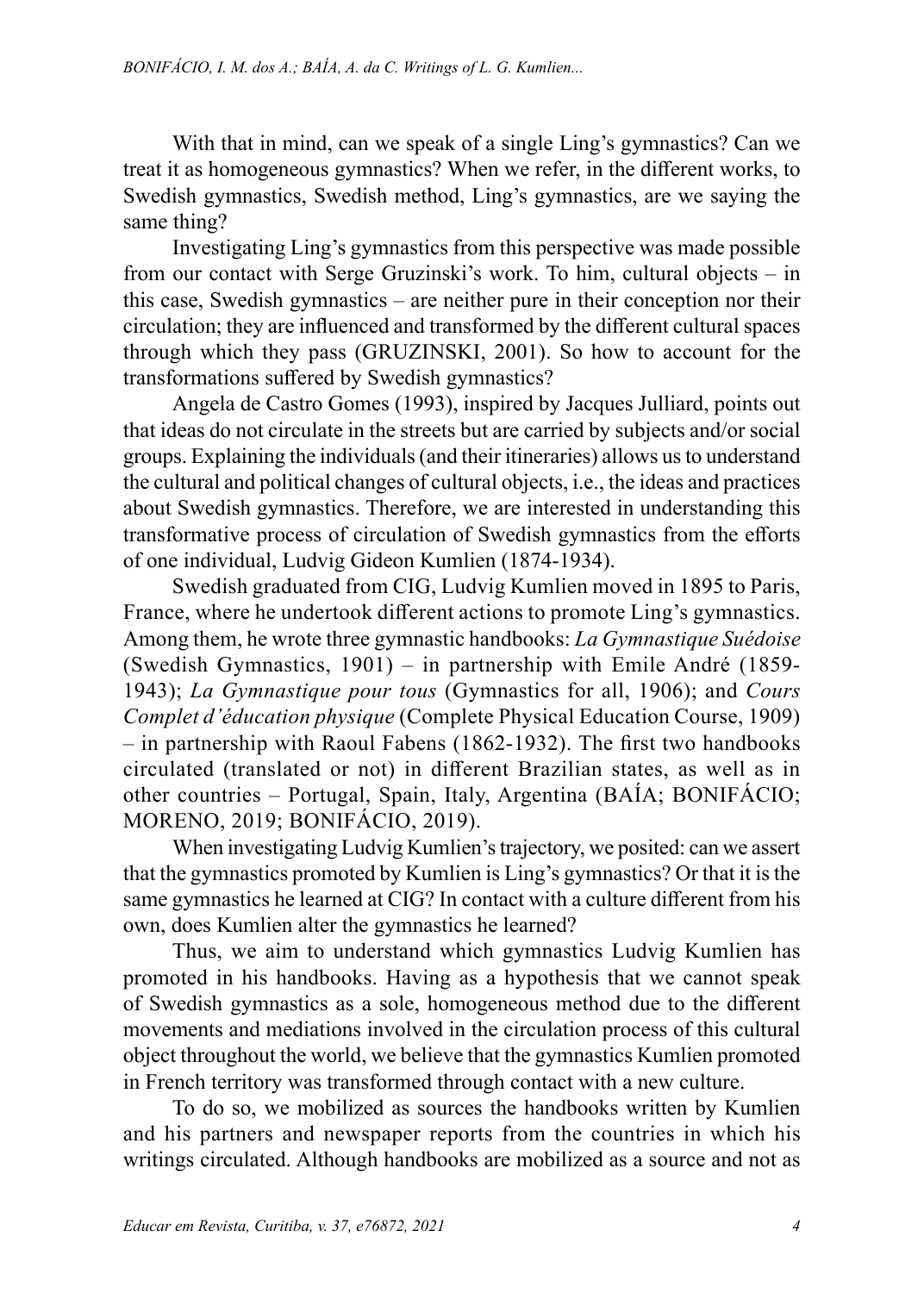With that in mind, can we speak of a single Ling's gymnastics? Can we treat it as homogeneous gymnastics? When we refer, in the different works, to Swedish gymnastics, Swedish method, Ling's gymnastics, are we saying the same thing?

Investigating Ling's gymnastics from this perspective was made possible from our contact with Serge Gruzinski's work. To him, cultural objects – in this case, Swedish gymnastics – are neither pure in their conception nor their circulation; they are influenced and transformed by the different cultural spaces through which they pass (GRUZINSKI, 2001). So how to account for the transformations suffered by Swedish gymnastics?

Angela de Castro Gomes (1993), inspired by Jacques Julliard, points out that ideas do not circulate in the streets but are carried by subjects and/or social groups. Explaining the individuals (and their itineraries) allows us to understand the cultural and political changes of cultural objects, i.e., the ideas and practices about Swedish gymnastics. Therefore, we are interested in understanding this transformative process of circulation of Swedish gymnastics from the efforts of one individual, Ludvig Gideon Kumlien (1874-1934).

Swedish graduated from CIG, Ludvig Kumlien moved in 1895 to Paris, France, where he undertook different actions to promote Ling's gymnastics. Among them, he wrote three gymnastic handbooks: *La Gymnastique Suédoise* (Swedish Gymnastics, 1901) – in partnership with Emile André (1859-1943); *La Gymnastique pour tous* (Gymnastics for all, 1906); and *Cours Complet d'éducation physique* (Complete Physical Education Course, 1909) – in partnership with Raoul Fabens (1862-1932). The first two handbooks circulated (translated or not) in different Brazilian states, as well as in other countries – Portugal, Spain, Italy, Argentina (BAÍA; BONIFÁCIO; MORENO, 2019; BONIFÁCIO, 2019).

When investigating Ludvig Kumlien's trajectory, we posited: can we assert that the gymnastics promoted by Kumlien is Ling's gymnastics? Or that it is the same gymnastics he learned at CIG? In contact with a culture different from his own, does Kumlien alter the gymnastics he learned?

Thus, we aim to understand which gymnastics Ludvig Kumlien has promoted in his handbooks. Having as a hypothesis that we cannot speak of Swedish gymnastics as a sole, homogeneous method due to the different movements and mediations involved in the circulation process of this cultural object throughout the world, we believe that the gymnastics Kumlien promoted in French territory was transformed through contact with a new culture.

To do so, we mobilized as sources the handbooks written by Kumlien and his partners and newspaper reports from the countries in which his writings circulated. Although handbooks are mobilized as a source and not as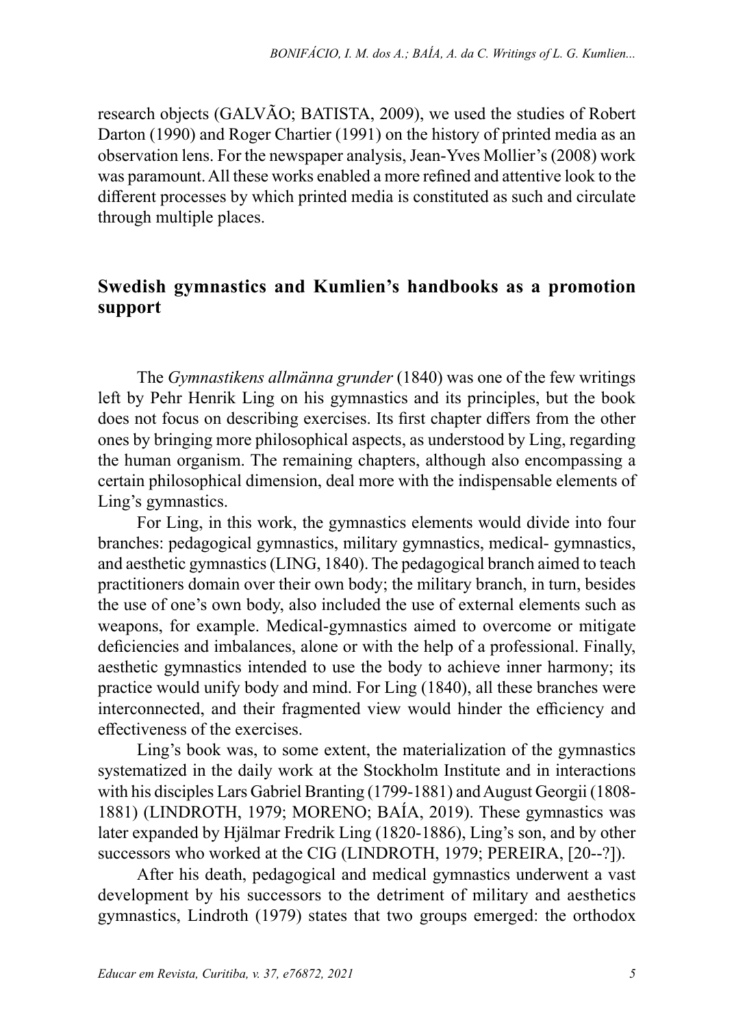research objects (GALVÃO; BATISTA, 2009), we used the studies of Robert Darton (1990) and Roger Chartier (1991) on the history of printed media as an observation lens. For the newspaper analysis, Jean-Yves Mollier's (2008) work was paramount. All these works enabled a more refined and attentive look to the different processes by which printed media is constituted as such and circulate through multiple places.

## Swedish gymnastics and Kumlien's handbooks as a promotion support

The *Gymnastikens allmänna grunder* (1840) was one of the few writings left by Pehr Henrik Ling on his gymnastics and its principles, but the book does not focus on describing exercises. Its first chapter differs from the other ones by bringing more philosophical aspects, as understood by Ling, regarding the human organism. The remaining chapters, although also encompassing a certain philosophical dimension, deal more with the indispensable elements of Ling's gymnastics.

For Ling, in this work, the gymnastics elements would divide into four branches: pedagogical gymnastics, military gymnastics, medical- gymnastics, and aesthetic gymnastics (LING, 1840). The pedagogical branch aimed to teach practitioners domain over their own body; the military branch, in turn, besides the use of one's own body, also included the use of external elements such as weapons, for example. Medical-gymnastics aimed to overcome or mitigate deficiencies and imbalances, alone or with the help of a professional. Finally, aesthetic gymnastics intended to use the body to achieve inner harmony; its practice would unify body and mind. For Ling (1840), all these branches were interconnected, and their fragmented view would hinder the efficiency and effectiveness of the exercises.

Ling's book was, to some extent, the materialization of the gymnastics systematized in the daily work at the Stockholm Institute and in interactions with his disciples Lars Gabriel Branting (1799-1881) and August Georgii (1808-1881) (LINDROTH, 1979; MORENO; BAÍA, 2019). These gymnastics was later expanded by Hjälmar Fredrik Ling (1820-1886), Ling's son, and by other successors who worked at the CIG (LINDROTH, 1979; PEREIRA, [20--?]).

After his death, pedagogical and medical gymnastics underwent a vast development by his successors to the detriment of military and aesthetics gymnastics, Lindroth (1979) states that two groups emerged: the orthodox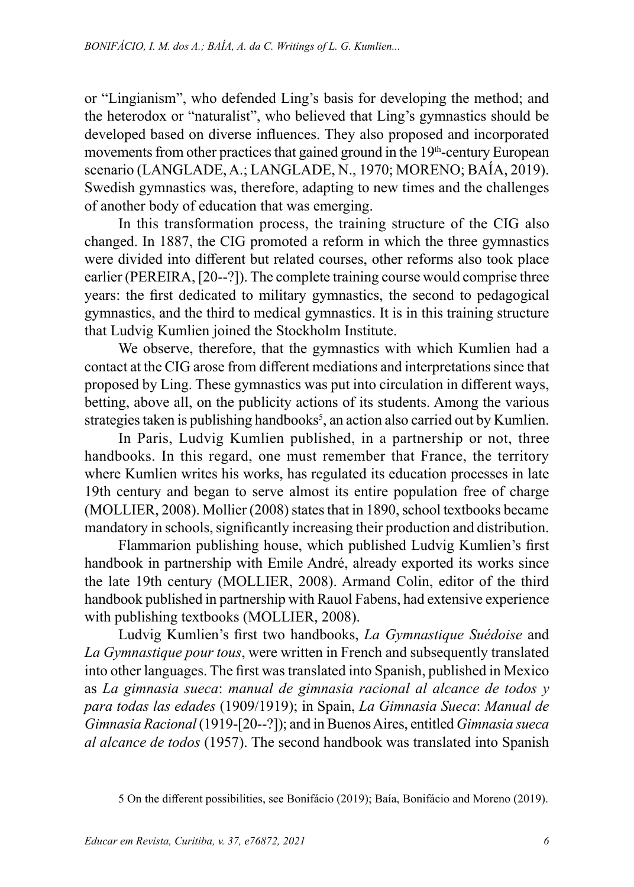or "Lingianism", who defended Ling's basis for developing the method; and the heterodox or "naturalist", who believed that Ling's gymnastics should be developed based on diverse influences. They also proposed and incorporated movements from other practices that gained ground in the 19th-century European scenario (LANGLADE, A.; LANGLADE, N., 1970; MORENO; BAÍA, 2019). Swedish gymnastics was, therefore, adapting to new times and the challenges of another body of education that was emerging.

In this transformation process, the training structure of the CIG also changed. In 1887, the CIG promoted a reform in which the three gymnastics were divided into different but related courses, other reforms also took place earlier (PEREIRA, [20--?]). The complete training course would comprise three years: the first dedicated to military gymnastics, the second to pedagogical gymnastics, and the third to medical gymnastics. It is in this training structure that Ludvig Kumlien joined the Stockholm Institute.

We observe, therefore, that the gymnastics with which Kumlien had a contact at the CIG arose from different mediations and interpretations since that proposed by Ling. These gymnastics was put into circulation in different ways, betting, above all, on the publicity actions of its students. Among the various strategies taken is publishing handbooks[5], an action also carried out by Kumlien.

In Paris, Ludvig Kumlien published, in a partnership or not, three handbooks. In this regard, one must remember that France, the territory where Kumlien writes his works, has regulated its education processes in late 19th century and began to serve almost its entire population free of charge (MOLLIER, 2008). Mollier (2008) states that in 1890, school textbooks became mandatory in schools, significantly increasing their production and distribution.

Flammarion publishing house, which published Ludvig Kumlien's first handbook in partnership with Emile André, already exported its works since the late 19th century (MOLLIER, 2008). Armand Colin, editor of the third handbook published in partnership with Rauol Fabens, had extensive experience with publishing textbooks (MOLLIER, 2008).

Ludvig Kumlien's first two handbooks, *La Gymnastique Suédoise* and *La Gymnastique pour tous*, were written in French and subsequently translated into other languages. The first was translated into Spanish, published in Mexico as *La gimnasia sueca*: *manual de gimnasia racional al alcance de todos y para todas las edades* (1909/1919); in Spain, *La Gimnasia Sueca*: *Manual de Gimnasia Racional* (1919-[20--?]); and in Buenos Aires, entitled *Gimnasia sueca al alcance de todos* (1957). The second handbook was translated into Spanish

5 On the different possibilities, see Bonifácio (2019); Baía, Bonifácio and Moreno (2019).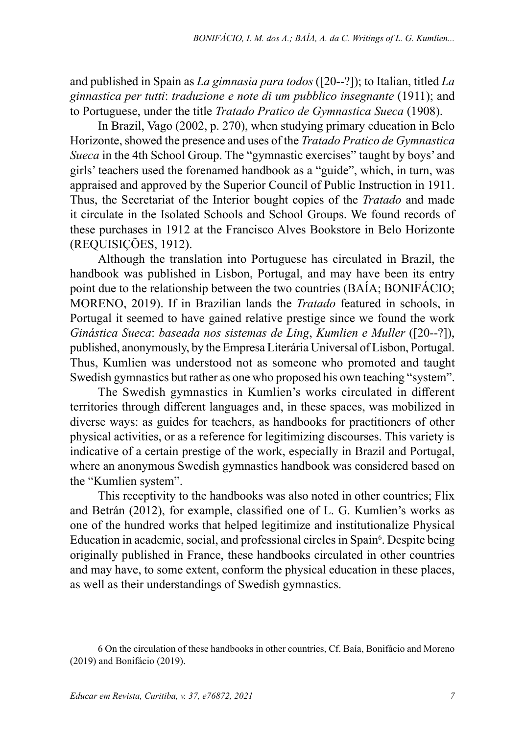and published in Spain as *La gimnasia para todos* ([20--?]); to Italian, titled *La ginnastica per tutti*: *traduzione e note di um pubblico insegnante* (1911); and to Portuguese, under the title *Tratado Pratico de Gymnastica Sueca* (1908).

In Brazil, Vago (2002, p. 270), when studying primary education in Belo Horizonte, showed the presence and uses of the *Tratado Pratico de Gymnastica Sueca* in the 4th School Group. The "gymnastic exercises" taught by boys' and girls' teachers used the forenamed handbook as a "guide", which, in turn, was appraised and approved by the Superior Council of Public Instruction in 1911. Thus, the Secretariat of the Interior bought copies of the *Tratado* and made it circulate in the Isolated Schools and School Groups. We found records of these purchases in 1912 at the Francisco Alves Bookstore in Belo Horizonte (REQUISIÇÕES, 1912).

Although the translation into Portuguese has circulated in Brazil, the handbook was published in Lisbon, Portugal, and may have been its entry point due to the relationship between the two countries (BAÍA; BONIFÁCIO; MORENO, 2019). If in Brazilian lands the *Tratado* featured in schools, in Portugal it seemed to have gained relative prestige since we found the work *Ginástica Sueca*: *baseada nos sistemas de Ling*, *Kumlien e Muller* ([20--?]), published, anonymously, by the Empresa Literária Universal of Lisbon, Portugal. Thus, Kumlien was understood not as someone who promoted and taught Swedish gymnastics but rather as one who proposed his own teaching "system".

The Swedish gymnastics in Kumlien's works circulated in different territories through different languages and, in these spaces, was mobilized in diverse ways: as guides for teachers, as handbooks for practitioners of other physical activities, or as a reference for legitimizing discourses. This variety is indicative of a certain prestige of the work, especially in Brazil and Portugal, where an anonymous Swedish gymnastics handbook was considered based on the "Kumlien system".

This receptivity to the handbooks was also noted in other countries; Flix and Betrán (2012), for example, classified one of L. G. Kumlien's works as one of the hundred works that helped legitimize and institutionalize Physical Education in academic, social, and professional circles in Spain[6]. Despite being originally published in France, these handbooks circulated in other countries and may have, to some extent, conform the physical education in these places, as well as their understandings of Swedish gymnastics.

6 On the circulation of these handbooks in other countries, Cf. Baía, Bonifácio and Moreno (2019) and Bonifácio (2019).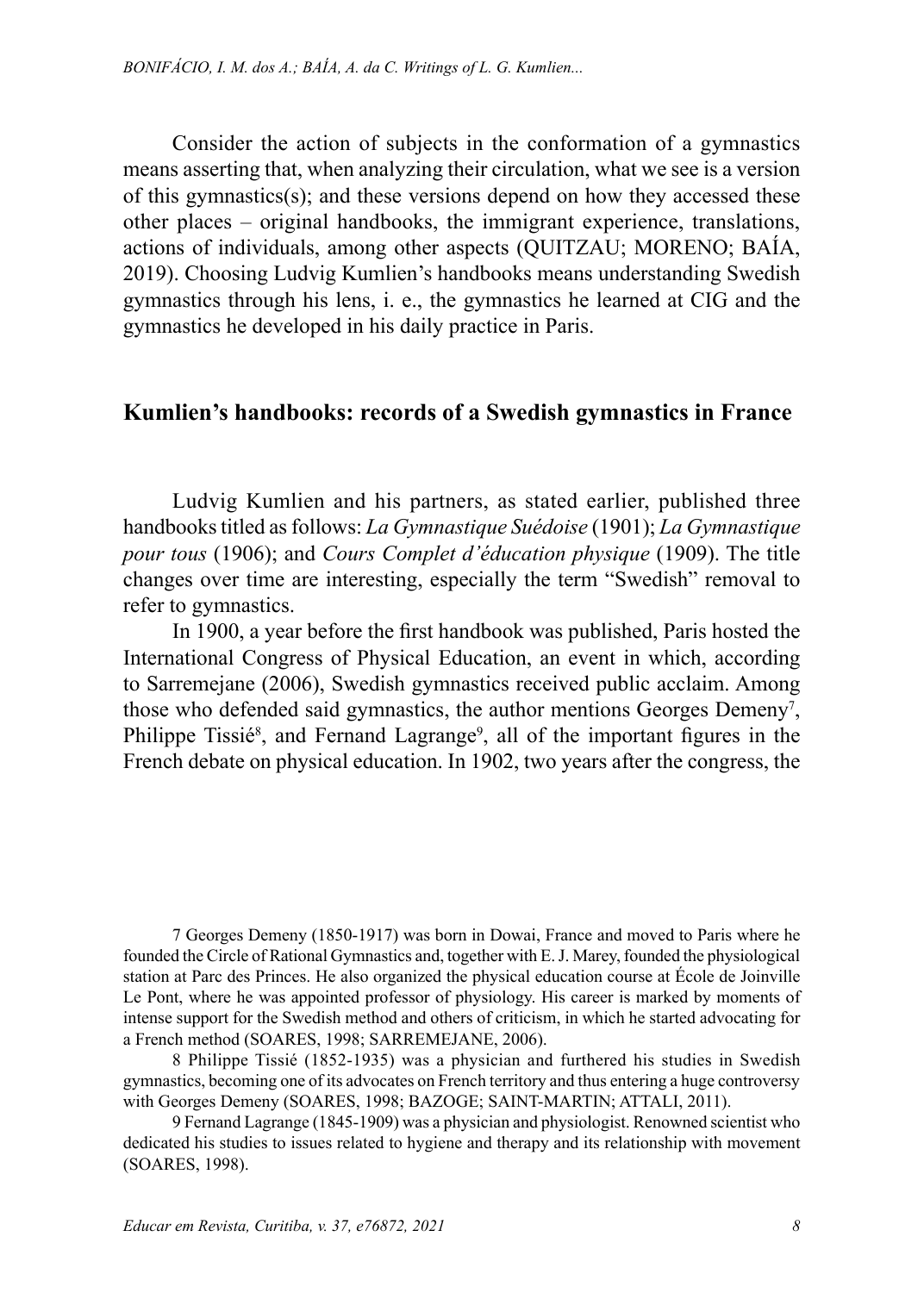Consider the action of subjects in the conformation of a gymnastics means asserting that, when analyzing their circulation, what we see is a version of this gymnastics(s); and these versions depend on how they accessed these other places – original handbooks, the immigrant experience, translations, actions of individuals, among other aspects (QUITZAU; MORENO; BAÍA, 2019). Choosing Ludvig Kumlien's handbooks means understanding Swedish gymnastics through his lens, i. e., the gymnastics he learned at CIG and the gymnastics he developed in his daily practice in Paris.

## Kumlien's handbooks: records of a Swedish gymnastics in France

Ludvig Kumlien and his partners, as stated earlier, published three handbooks titled as follows: *La Gymnastique Suédoise* (1901); *La Gymnastique pour tous* (1906); and *Cours Complet d'éducation physique* (1909). The title changes over time are interesting, especially the term "Swedish" removal to refer to gymnastics.

In 1900, a year before the first handbook was published, Paris hosted the International Congress of Physical Education, an event in which, according to Sarremejane (2006), Swedish gymnastics received public acclaim. Among those who defended said gymnastics, the author mentions Georges Demeny[7], Philippe Tissié[8], and Fernand Lagrange[9], all of the important figures in the French debate on physical education. In 1902, two years after the congress, the

7 Georges Demeny (1850-1917) was born in Dowai, France and moved to Paris where he founded the Circle of Rational Gymnastics and, together with E. J. Marey, founded the physiological station at Parc des Princes. He also organized the physical education course at École de Joinville Le Pont, where he was appointed professor of physiology. His career is marked by moments of intense support for the Swedish method and others of criticism, in which he started advocating for a French method (SOARES, 1998; SARREMEJANE, 2006).

8 Philippe Tissié (1852-1935) was a physician and furthered his studies in Swedish gymnastics, becoming one of its advocates on French territory and thus entering a huge controversy with Georges Demeny (SOARES, 1998; BAZOGE; SAINT-MARTIN; ATTALI, 2011).

9 Fernand Lagrange (1845-1909) was a physician and physiologist. Renowned scientist who dedicated his studies to issues related to hygiene and therapy and its relationship with movement (SOARES, 1998).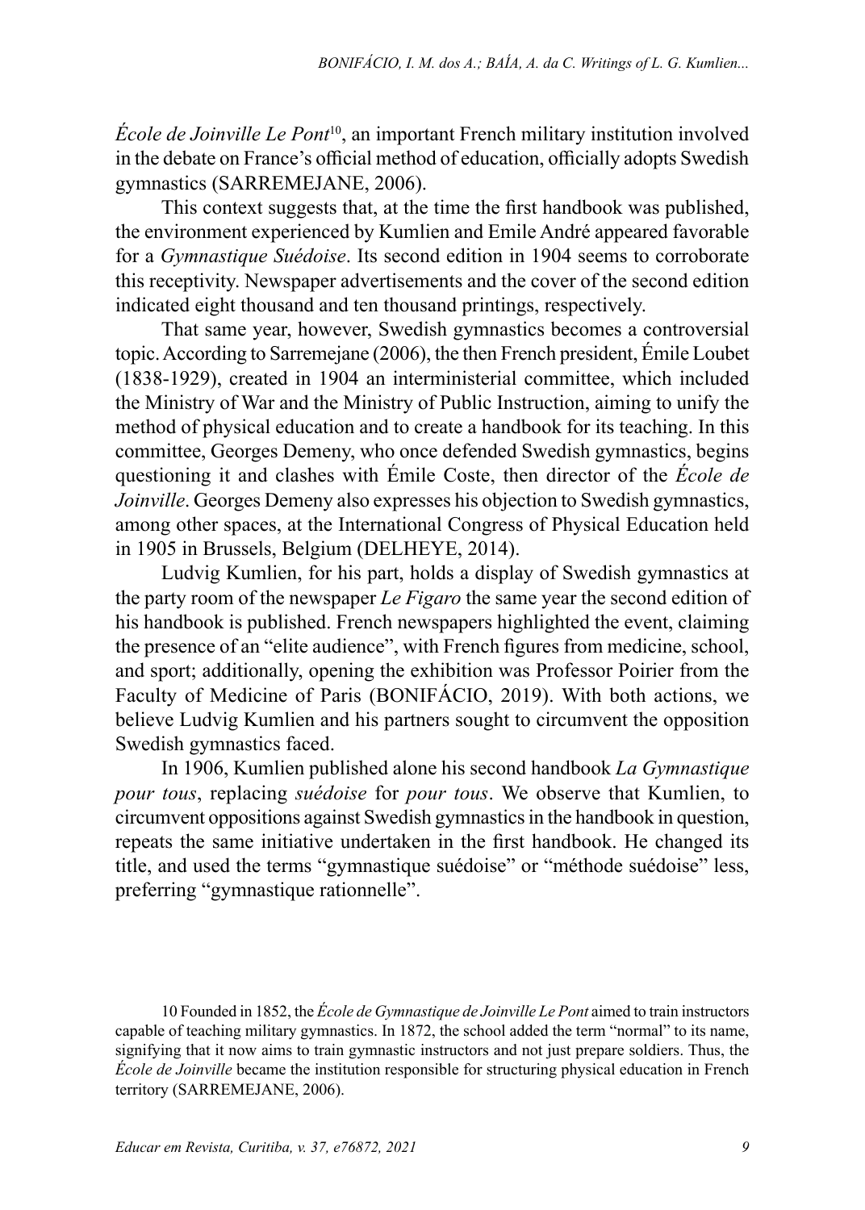*École de Joinville Le Pont*[10], an important French military institution involved in the debate on France's official method of education, officially adopts Swedish gymnastics (SARREMEJANE, 2006).

This context suggests that, at the time the first handbook was published, the environment experienced by Kumlien and Emile André appeared favorable for a *Gymnastique Suédoise*. Its second edition in 1904 seems to corroborate this receptivity. Newspaper advertisements and the cover of the second edition indicated eight thousand and ten thousand printings, respectively.

That same year, however, Swedish gymnastics becomes a controversial topic. According to Sarremejane (2006), the then French president, Émile Loubet (1838-1929), created in 1904 an interministerial committee, which included the Ministry of War and the Ministry of Public Instruction, aiming to unify the method of physical education and to create a handbook for its teaching. In this committee, Georges Demeny, who once defended Swedish gymnastics, begins questioning it and clashes with Émile Coste, then director of the *École de Joinville*. Georges Demeny also expresses his objection to Swedish gymnastics, among other spaces, at the International Congress of Physical Education held in 1905 in Brussels, Belgium (DELHEYE, 2014).

Ludvig Kumlien, for his part, holds a display of Swedish gymnastics at the party room of the newspaper *Le Figaro* the same year the second edition of his handbook is published. French newspapers highlighted the event, claiming the presence of an "elite audience", with French figures from medicine, school, and sport; additionally, opening the exhibition was Professor Poirier from the Faculty of Medicine of Paris (BONIFÁCIO, 2019). With both actions, we believe Ludvig Kumlien and his partners sought to circumvent the opposition Swedish gymnastics faced.

In 1906, Kumlien published alone his second handbook *La Gymnastique pour tous*, replacing *suédoise* for *pour tous*. We observe that Kumlien, to circumvent oppositions against Swedish gymnastics in the handbook in question, repeats the same initiative undertaken in the first handbook. He changed its title, and used the terms "gymnastique suédoise" or "méthode suédoise" less, preferring "gymnastique rationnelle".

10 Founded in 1852, the *École de Gymnastique de Joinville Le Pont* aimed to train instructors capable of teaching military gymnastics. In 1872, the school added the term "normal" to its name, signifying that it now aims to train gymnastic instructors and not just prepare soldiers. Thus, the *École de Joinville* became the institution responsible for structuring physical education in French territory (SARREMEJANE, 2006).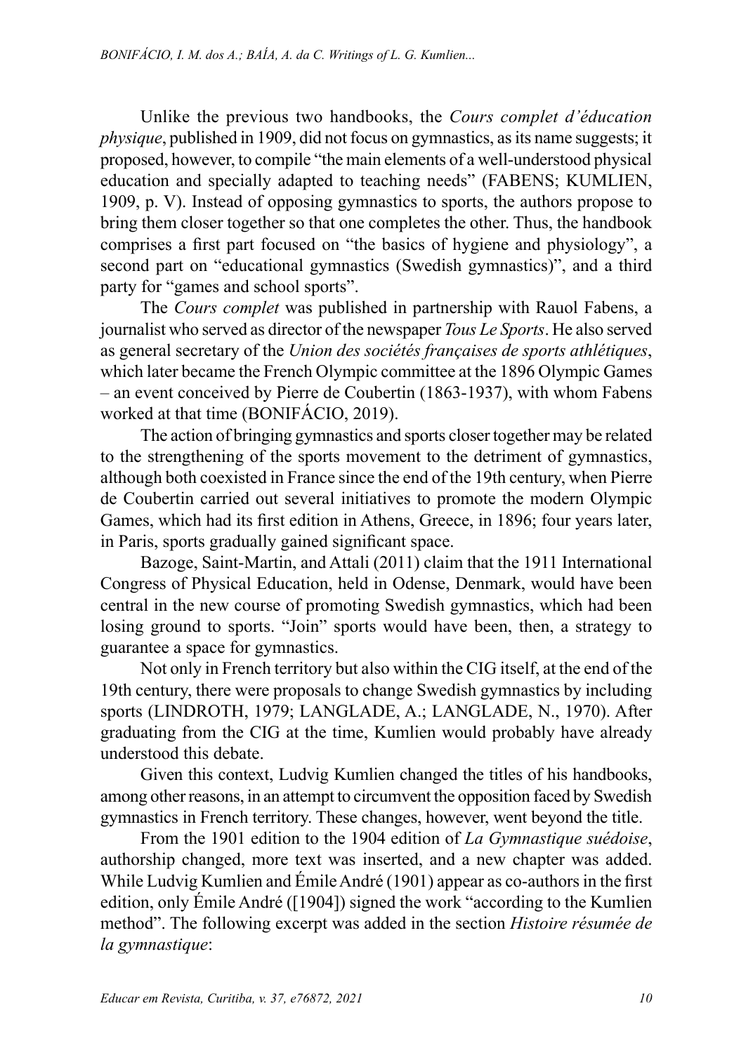Unlike the previous two handbooks, the *Cours complet d'éducation physique*, published in 1909, did not focus on gymnastics, as its name suggests; it proposed, however, to compile "the main elements of a well-understood physical education and specially adapted to teaching needs" (FABENS; KUMLIEN, 1909, p. V). Instead of opposing gymnastics to sports, the authors propose to bring them closer together so that one completes the other. Thus, the handbook comprises a first part focused on "the basics of hygiene and physiology", a second part on "educational gymnastics (Swedish gymnastics)", and a third party for "games and school sports".

The *Cours complet* was published in partnership with Rauol Fabens, a journalist who served as director of the newspaper *Tous Le Sports*. He also served as general secretary of the *Union des sociétés françaises de sports athlétiques*, which later became the French Olympic committee at the 1896 Olympic Games – an event conceived by Pierre de Coubertin (1863-1937), with whom Fabens worked at that time (BONIFÁCIO, 2019).

The action of bringing gymnastics and sports closer together may be related to the strengthening of the sports movement to the detriment of gymnastics, although both coexisted in France since the end of the 19th century, when Pierre de Coubertin carried out several initiatives to promote the modern Olympic Games, which had its first edition in Athens, Greece, in 1896; four years later, in Paris, sports gradually gained significant space.

Bazoge, Saint-Martin, and Attali (2011) claim that the 1911 International Congress of Physical Education, held in Odense, Denmark, would have been central in the new course of promoting Swedish gymnastics, which had been losing ground to sports. "Join" sports would have been, then, a strategy to guarantee a space for gymnastics.

Not only in French territory but also within the CIG itself, at the end of the 19th century, there were proposals to change Swedish gymnastics by including sports (LINDROTH, 1979; LANGLADE, A.; LANGLADE, N., 1970). After graduating from the CIG at the time, Kumlien would probably have already understood this debate.

Given this context, Ludvig Kumlien changed the titles of his handbooks, among other reasons, in an attempt to circumvent the opposition faced by Swedish gymnastics in French territory. These changes, however, went beyond the title.

From the 1901 edition to the 1904 edition of *La Gymnastique suédoise*, authorship changed, more text was inserted, and a new chapter was added. While Ludvig Kumlien and Émile André (1901) appear as co-authors in the first edition, only Émile André ([1904]) signed the work "according to the Kumlien method". The following excerpt was added in the section *Histoire résumée de la gymnastique*: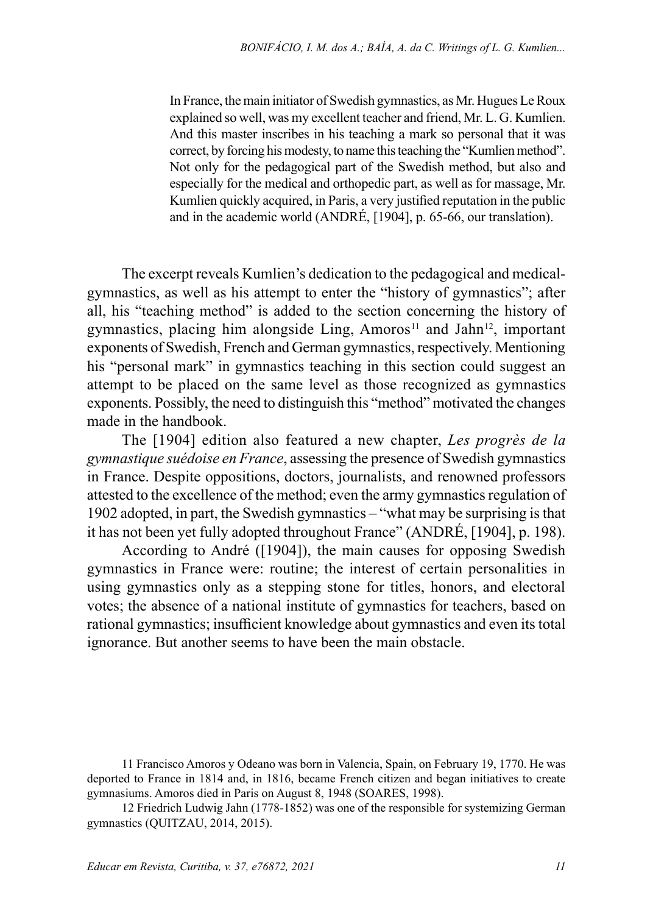> In France, the main initiator of Swedish gymnastics, as Mr. Hugues Le Roux explained so well, was my excellent teacher and friend, Mr. L. G. Kumlien. And this master inscribes in his teaching a mark so personal that it was correct, by forcing his modesty, to name this teaching the "Kumlien method". Not only for the pedagogical part of the Swedish method, but also and especially for the medical and orthopedic part, as well as for massage, Mr. Kumlien quickly acquired, in Paris, a very justified reputation in the public and in the academic world (ANDRÉ, [1904], p. 65-66, our translation).

The excerpt reveals Kumlien's dedication to the pedagogical and medical-gymnastics, as well as his attempt to enter the "history of gymnastics"; after all, his "teaching method" is added to the section concerning the history of gymnastics, placing him alongside Ling, Amoros[11] and Jahn[12], important exponents of Swedish, French and German gymnastics, respectively. Mentioning his "personal mark" in gymnastics teaching in this section could suggest an attempt to be placed on the same level as those recognized as gymnastics exponents. Possibly, the need to distinguish this "method" motivated the changes made in the handbook.

The [1904] edition also featured a new chapter, *Les progrès de la gymnastique suédoise en France*, assessing the presence of Swedish gymnastics in France. Despite oppositions, doctors, journalists, and renowned professors attested to the excellence of the method; even the army gymnastics regulation of 1902 adopted, in part, the Swedish gymnastics – "what may be surprising is that it has not been yet fully adopted throughout France" (ANDRÉ, [1904], p. 198).

According to André ([1904]), the main causes for opposing Swedish gymnastics in France were: routine; the interest of certain personalities in using gymnastics only as a stepping stone for titles, honors, and electoral votes; the absence of a national institute of gymnastics for teachers, based on rational gymnastics; insufficient knowledge about gymnastics and even its total ignorance. But another seems to have been the main obstacle.

11 Francisco Amoros y Odeano was born in Valencia, Spain, on February 19, 1770. He was deported to France in 1814 and, in 1816, became French citizen and began initiatives to create gymnasiums. Amoros died in Paris on August 8, 1948 (SOARES, 1998).

12 Friedrich Ludwig Jahn (1778-1852) was one of the responsible for systemizing German gymnastics (QUITZAU, 2014, 2015).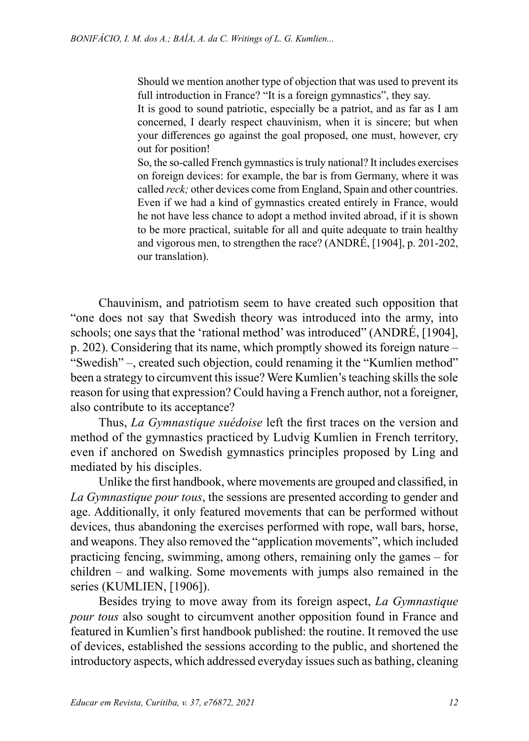> Should we mention another type of objection that was used to prevent its full introduction in France? “It is a foreign gymnastics”, they say.
> It is good to sound patriotic, especially be a patriot, and as far as I am concerned, I dearly respect chauvinism, when it is sincere; but when your differences go against the goal proposed, one must, however, cry out for position!
> So, the so-called French gymnastics is truly national? It includes exercises on foreign devices: for example, the bar is from Germany, where it was called *reck;* other devices come from England, Spain and other countries. Even if we had a kind of gymnastics created entirely in France, would he not have less chance to adopt a method invited abroad, if it is shown to be more practical, suitable for all and quite adequate to train healthy and vigorous men, to strengthen the race? (ANDRÉ, [1904], p. 201-202, our translation).

Chauvinism, and patriotism seem to have created such opposition that “one does not say that Swedish theory was introduced into the army, into schools; one says that the ‘rational method’ was introduced” (ANDRÉ, [1904], p. 202). Considering that its name, which promptly showed its foreign nature – “Swedish” –, created such objection, could renaming it the “Kumlien method” been a strategy to circumvent this issue? Were Kumlien’s teaching skills the sole reason for using that expression? Could having a French author, not a foreigner, also contribute to its acceptance?

Thus, *La Gymnastique suédoise* left the first traces on the version and method of the gymnastics practiced by Ludvig Kumlien in French territory, even if anchored on Swedish gymnastics principles proposed by Ling and mediated by his disciples.

Unlike the first handbook, where movements are grouped and classified, in *La Gymnastique pour tous*, the sessions are presented according to gender and age. Additionally, it only featured movements that can be performed without devices, thus abandoning the exercises performed with rope, wall bars, horse, and weapons. They also removed the “application movements”, which included practicing fencing, swimming, among others, remaining only the games – for children – and walking. Some movements with jumps also remained in the series (KUMLIEN, [1906]).

Besides trying to move away from its foreign aspect, *La Gymnastique pour tous* also sought to circumvent another opposition found in France and featured in Kumlien’s first handbook published: the routine. It removed the use of devices, established the sessions according to the public, and shortened the introductory aspects, which addressed everyday issues such as bathing, cleaning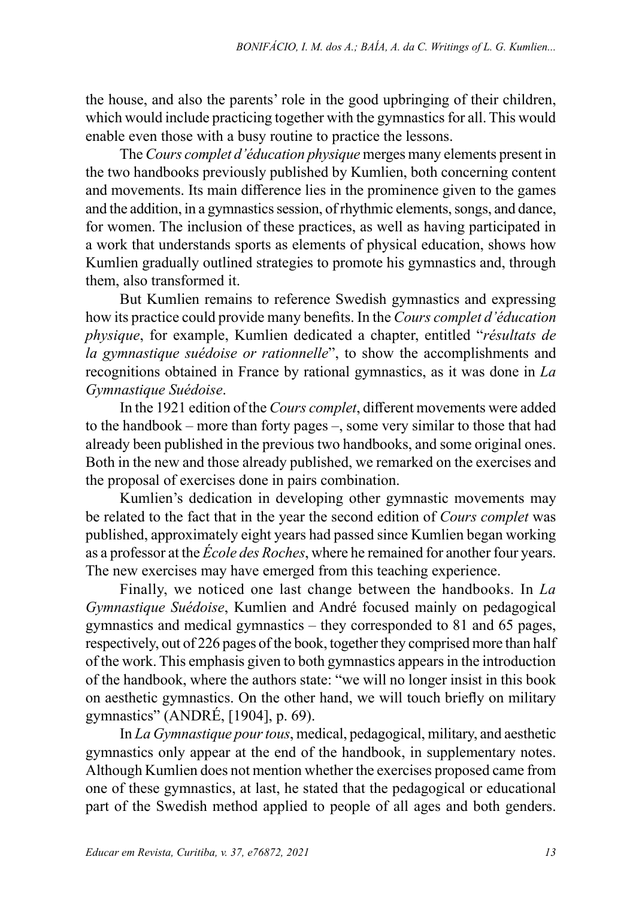the house, and also the parents' role in the good upbringing of their children, which would include practicing together with the gymnastics for all. This would enable even those with a busy routine to practice the lessons.

The *Cours complet d'éducation physique* merges many elements present in the two handbooks previously published by Kumlien, both concerning content and movements. Its main difference lies in the prominence given to the games and the addition, in a gymnastics session, of rhythmic elements, songs, and dance, for women. The inclusion of these practices, as well as having participated in a work that understands sports as elements of physical education, shows how Kumlien gradually outlined strategies to promote his gymnastics and, through them, also transformed it.

But Kumlien remains to reference Swedish gymnastics and expressing how its practice could provide many benefits. In the *Cours complet d'éducation physique*, for example, Kumlien dedicated a chapter, entitled "*résultats de la gymnastique suédoise or rationnelle*", to show the accomplishments and recognitions obtained in France by rational gymnastics, as it was done in *La Gymnastique Suédoise*.

In the 1921 edition of the *Cours complet*, different movements were added to the handbook – more than forty pages –, some very similar to those that had already been published in the previous two handbooks, and some original ones. Both in the new and those already published, we remarked on the exercises and the proposal of exercises done in pairs combination.

Kumlien's dedication in developing other gymnastic movements may be related to the fact that in the year the second edition of *Cours complet* was published, approximately eight years had passed since Kumlien began working as a professor at the *École des Roches*, where he remained for another four years. The new exercises may have emerged from this teaching experience.

Finally, we noticed one last change between the handbooks. In *La Gymnastique Suédoise*, Kumlien and André focused mainly on pedagogical gymnastics and medical gymnastics – they corresponded to 81 and 65 pages, respectively, out of 226 pages of the book, together they comprised more than half of the work. This emphasis given to both gymnastics appears in the introduction of the handbook, where the authors state: "we will no longer insist in this book on aesthetic gymnastics. On the other hand, we will touch briefly on military gymnastics" (ANDRÉ, [1904], p. 69).

In *La Gymnastique pour tous*, medical, pedagogical, military, and aesthetic gymnastics only appear at the end of the handbook, in supplementary notes. Although Kumlien does not mention whether the exercises proposed came from one of these gymnastics, at last, he stated that the pedagogical or educational part of the Swedish method applied to people of all ages and both genders.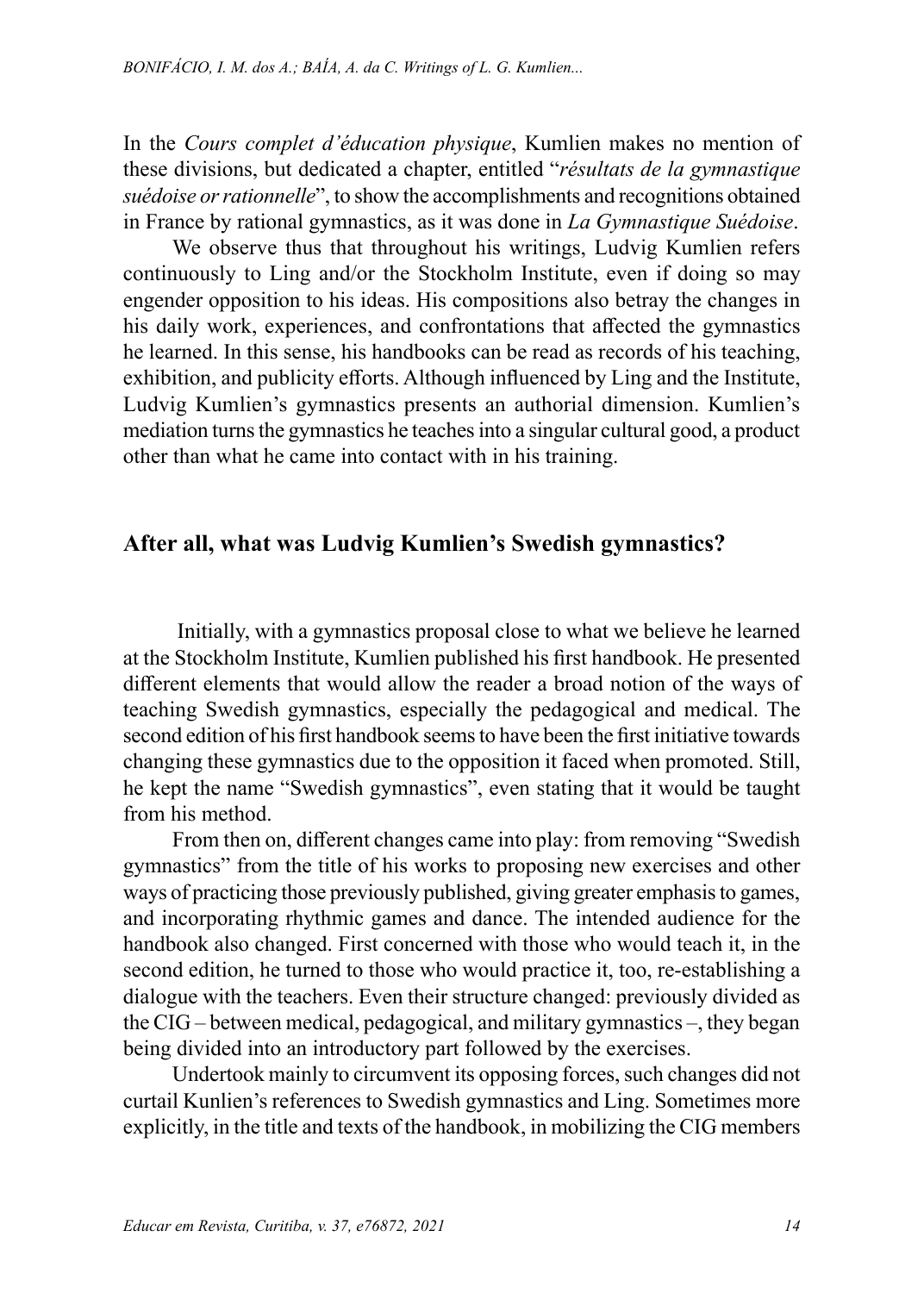In the *Cours complet d'éducation physique*, Kumlien makes no mention of these divisions, but dedicated a chapter, entitled "*résultats de la gymnastique suédoise or rationnelle*", to show the accomplishments and recognitions obtained in France by rational gymnastics, as it was done in *La Gymnastique Suédoise*.

We observe thus that throughout his writings, Ludvig Kumlien refers continuously to Ling and/or the Stockholm Institute, even if doing so may engender opposition to his ideas. His compositions also betray the changes in his daily work, experiences, and confrontations that affected the gymnastics he learned. In this sense, his handbooks can be read as records of his teaching, exhibition, and publicity efforts. Although influenced by Ling and the Institute, Ludvig Kumlien's gymnastics presents an authorial dimension. Kumlien's mediation turns the gymnastics he teaches into a singular cultural good, a product other than what he came into contact with in his training.

## After all, what was Ludvig Kumlien's Swedish gymnastics?

Initially, with a gymnastics proposal close to what we believe he learned at the Stockholm Institute, Kumlien published his first handbook. He presented different elements that would allow the reader a broad notion of the ways of teaching Swedish gymnastics, especially the pedagogical and medical. The second edition of his first handbook seems to have been the first initiative towards changing these gymnastics due to the opposition it faced when promoted. Still, he kept the name "Swedish gymnastics", even stating that it would be taught from his method.

From then on, different changes came into play: from removing "Swedish gymnastics" from the title of his works to proposing new exercises and other ways of practicing those previously published, giving greater emphasis to games, and incorporating rhythmic games and dance. The intended audience for the handbook also changed. First concerned with those who would teach it, in the second edition, he turned to those who would practice it, too, re-establishing a dialogue with the teachers. Even their structure changed: previously divided as the CIG – between medical, pedagogical, and military gymnastics –, they began being divided into an introductory part followed by the exercises.

Undertook mainly to circumvent its opposing forces, such changes did not curtail Kunlien's references to Swedish gymnastics and Ling. Sometimes more explicitly, in the title and texts of the handbook, in mobilizing the CIG members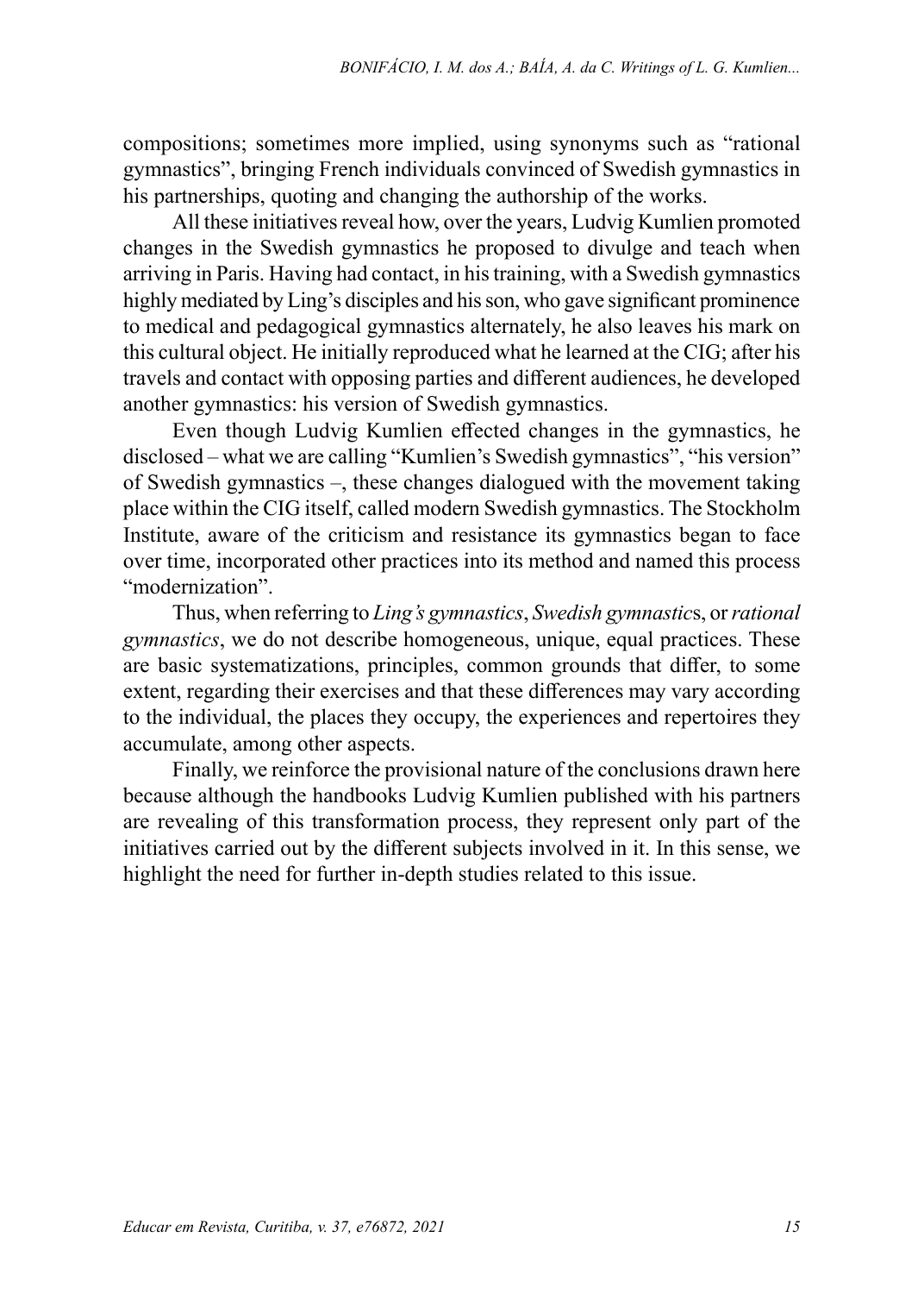compositions; sometimes more implied, using synonyms such as "rational gymnastics", bringing French individuals convinced of Swedish gymnastics in his partnerships, quoting and changing the authorship of the works.

All these initiatives reveal how, over the years, Ludvig Kumlien promoted changes in the Swedish gymnastics he proposed to divulge and teach when arriving in Paris. Having had contact, in his training, with a Swedish gymnastics highly mediated by Ling's disciples and his son, who gave significant prominence to medical and pedagogical gymnastics alternately, he also leaves his mark on this cultural object. He initially reproduced what he learned at the CIG; after his travels and contact with opposing parties and different audiences, he developed another gymnastics: his version of Swedish gymnastics.

Even though Ludvig Kumlien effected changes in the gymnastics, he disclosed – what we are calling "Kumlien's Swedish gymnastics", "his version" of Swedish gymnastics –, these changes dialogued with the movement taking place within the CIG itself, called modern Swedish gymnastics. The Stockholm Institute, aware of the criticism and resistance its gymnastics began to face over time, incorporated other practices into its method and named this process "modernization".

Thus, when referring to *Ling's gymnastics*, *Swedish gymnastic*s, or *rational gymnastics*, we do not describe homogeneous, unique, equal practices. These are basic systematizations, principles, common grounds that differ, to some extent, regarding their exercises and that these differences may vary according to the individual, the places they occupy, the experiences and repertoires they accumulate, among other aspects.

Finally, we reinforce the provisional nature of the conclusions drawn here because although the handbooks Ludvig Kumlien published with his partners are revealing of this transformation process, they represent only part of the initiatives carried out by the different subjects involved in it. In this sense, we highlight the need for further in-depth studies related to this issue.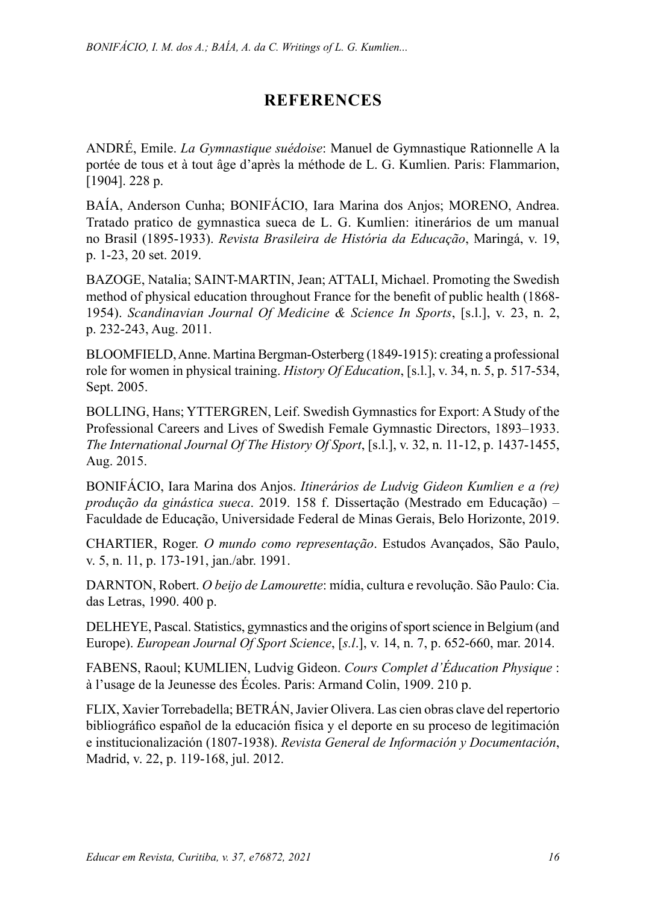## REFERENCES

ANDRÉ, Emile. *La Gymnastique suédoise*: Manuel de Gymnastique Rationnelle A la portée de tous et à tout âge d'après la méthode de L. G. Kumlien. Paris: Flammarion, [1904]. 228 p.

BAÍA, Anderson Cunha; BONIFÁCIO, Iara Marina dos Anjos; MORENO, Andrea. Tratado pratico de gymnastica sueca de L. G. Kumlien: itinerários de um manual no Brasil (1895-1933). *Revista Brasileira de História da Educação*, Maringá, v. 19, p. 1-23, 20 set. 2019.

BAZOGE, Natalia; SAINT-MARTIN, Jean; ATTALI, Michael. Promoting the Swedish method of physical education throughout France for the benefit of public health (1868-1954). *Scandinavian Journal Of Medicine & Science In Sports*, [s.l.], v. 23, n. 2, p. 232-243, Aug. 2011.

BLOOMFIELD, Anne. Martina Bergman-Osterberg (1849-1915): creating a professional role for women in physical training. *History Of Education*, [s.l.], v. 34, n. 5, p. 517-534, Sept. 2005.

BOLLING, Hans; YTTERGREN, Leif. Swedish Gymnastics for Export: A Study of the Professional Careers and Lives of Swedish Female Gymnastic Directors, 1893–1933. *The International Journal Of The History Of Sport*, [s.l.], v. 32, n. 11-12, p. 1437-1455, Aug. 2015.

BONIFÁCIO, Iara Marina dos Anjos. *Itinerários de Ludvig Gideon Kumlien e a (re) produção da ginástica sueca*. 2019. 158 f. Dissertação (Mestrado em Educação) – Faculdade de Educação, Universidade Federal de Minas Gerais, Belo Horizonte, 2019.

CHARTIER, Roger. *O mundo como representação*. Estudos Avançados, São Paulo, v. 5, n. 11, p. 173-191, jan./abr. 1991.

DARNTON, Robert. *O beijo de Lamourette*: mídia, cultura e revolução. São Paulo: Cia. das Letras, 1990. 400 p.

DELHEYE, Pascal. Statistics, gymnastics and the origins of sport science in Belgium (and Europe). *European Journal Of Sport Science*, [*s.l.*], v. 14, n. 7, p. 652-660, mar. 2014.

FABENS, Raoul; KUMLIEN, Ludvig Gideon. *Cours Complet d'Éducation Physique* : à l'usage de la Jeunesse des Écoles. Paris: Armand Colin, 1909. 210 p.

FLIX, Xavier Torrebadella; BETRÁN, Javier Olivera. Las cien obras clave del repertorio bibliográfico español de la educación física y el deporte en su proceso de legitimación e institucionalización (1807-1938). *Revista General de Información y Documentación*, Madrid, v. 22, p. 119-168, jul. 2012.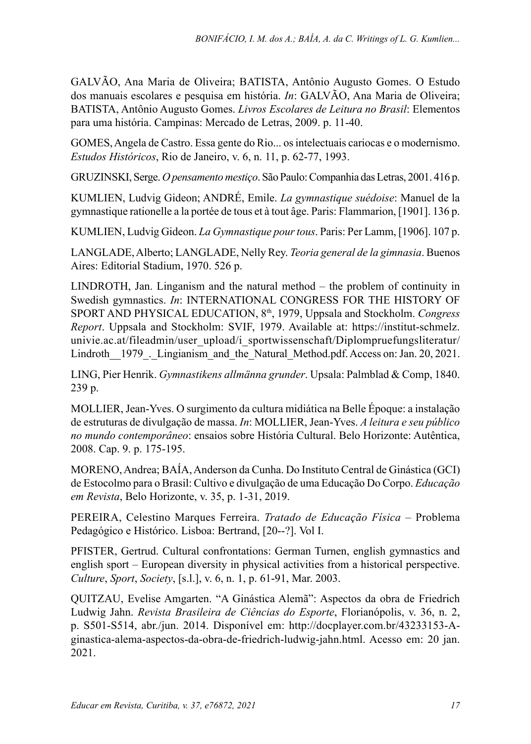GALVÃO, Ana Maria de Oliveira; BATISTA, Antônio Augusto Gomes. O Estudo dos manuais escolares e pesquisa em história. *In*: GALVÃO, Ana Maria de Oliveira; BATISTA, Antônio Augusto Gomes. *Livros Escolares de Leitura no Brasil*: Elementos para uma história. Campinas: Mercado de Letras, 2009. p. 11-40.

GOMES, Angela de Castro. Essa gente do Rio... os intelectuais cariocas e o modernismo. *Estudos Históricos*, Rio de Janeiro, v. 6, n. 11, p. 62-77, 1993.

GRUZINSKI, Serge. *O pensamento mestiço*. São Paulo: Companhia das Letras, 2001. 416 p.

KUMLIEN, Ludvig Gideon; ANDRÉ, Emile. *La gymnastique suédoise*: Manuel de la gymnastique rationelle a la portée de tous et à tout âge. Paris: Flammarion, [1901]. 136 p.

KUMLIEN, Ludvig Gideon. *La Gymnastique pour tous*. Paris: Per Lamm, [1906]. 107 p.

LANGLADE, Alberto; LANGLADE, Nelly Rey. *Teoria general de la gimnasia*. Buenos Aires: Editorial Stadium, 1970. 526 p.

LINDROTH, Jan. Linganism and the natural method – the problem of continuity in Swedish gymnastics. *In*: INTERNATIONAL CONGRESS FOR THE HISTORY OF SPORT AND PHYSICAL EDUCATION, 8th, 1979, Uppsala and Stockholm. *Congress Report*. Uppsala and Stockholm: SVIF, 1979. Available at: https://institut-schmelz.univie.ac.at/fileadmin/user_upload/i_sportwissenschaft/Diplompruefungsliteratur/Lindroth__1979_._Lingianism_and_the_Natural_Method.pdf. Access on: Jan. 20, 2021.

LING, Pier Henrik. *Gymnastikens allmänna grunder*. Upsala: Palmblad & Comp, 1840. 239 p.

MOLLIER, Jean-Yves. O surgimento da cultura midiática na Belle Époque: a instalação de estruturas de divulgação de massa. *In*: MOLLIER, Jean-Yves. *A leitura e seu público no mundo contemporâneo*: ensaios sobre História Cultural. Belo Horizonte: Autêntica, 2008. Cap. 9. p. 175-195.

MORENO, Andrea; BAÍA, Anderson da Cunha. Do Instituto Central de Ginástica (GCI) de Estocolmo para o Brasil: Cultivo e divulgação de uma Educação Do Corpo. *Educação em Revista*, Belo Horizonte, v. 35, p. 1-31, 2019.

PEREIRA, Celestino Marques Ferreira. *Tratado de Educação Física* – Problema Pedagógico e Histórico. Lisboa: Bertrand, [20--?]. Vol I.

PFISTER, Gertrud. Cultural confrontations: German Turnen, english gymnastics and english sport – European diversity in physical activities from a historical perspective. *Culture*, *Sport*, *Society*, [s.l.], v. 6, n. 1, p. 61-91, Mar. 2003.

QUITZAU, Evelise Amgarten. "A Ginástica Alemã": Aspectos da obra de Friedrich Ludwig Jahn. *Revista Brasileira de Ciências do Esporte*, Florianópolis, v. 36, n. 2, p. S501-S514, abr./jun. 2014. Disponível em: http://docplayer.com.br/43233153-A-ginastica-alema-aspectos-da-obra-de-friedrich-ludwig-jahn.html. Acesso em: 20 jan. 2021.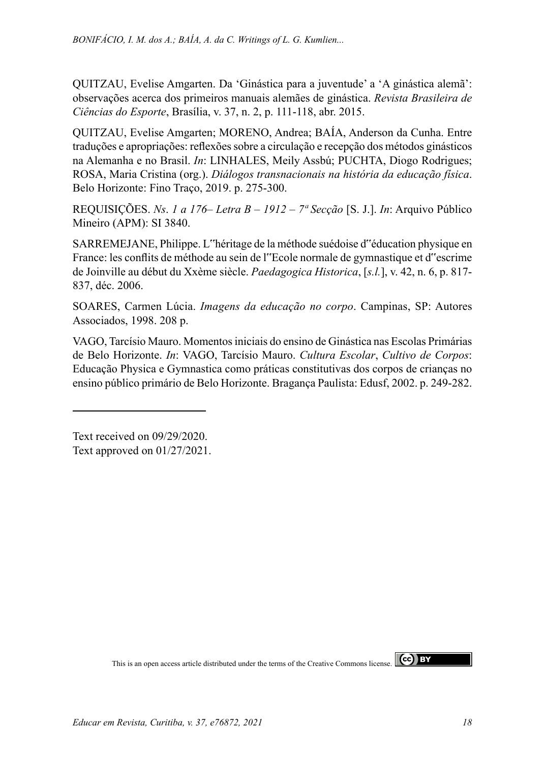QUITZAU, Evelise Amgarten. Da ‘Ginástica para a juventude’ a ‘A ginástica alemã’: observações acerca dos primeiros manuais alemães de ginástica. *Revista Brasileira de Ciências do Esporte*, Brasília, v. 37, n. 2, p. 111-118, abr. 2015.

QUITZAU, Evelise Amgarten; MORENO, Andrea; BAÍA, Anderson da Cunha. Entre traduções e apropriações: reflexões sobre a circulação e recepção dos métodos ginásticos na Alemanha e no Brasil. *In*: LINHALES, Meily Assbú; PUCHTA, Diogo Rodrigues; ROSA, Maria Cristina (org.). *Diálogos transnacionais na história da educação física*. Belo Horizonte: Fino Traço, 2019. p. 275-300.

REQUISIÇÕES. *Ns. 1 a 176– Letra B – 1912 – 7ª Secção* [S. J.]. *In*: Arquivo Público Mineiro (APM): SI 3840.

SARREMEJANE, Philippe. L˝héritage de la méthode suédoise d˝éducation physique en France: les conflits de méthode au sein de l˝Ecole normale de gymnastique et d˝escrime de Joinville au début du Xxème siècle. *Paedagogica Historica*, [*s.l.*], v. 42, n. 6, p. 817-837, déc. 2006.

SOARES, Carmen Lúcia. *Imagens da educação no corpo*. Campinas, SP: Autores Associados, 1998. 208 p.

VAGO, Tarcísio Mauro. Momentos iniciais do ensino de Ginástica nas Escolas Primárias de Belo Horizonte. *In*: VAGO, Tarcísio Mauro. *Cultura Escolar*, *Cultivo de Corpos*: Educação Physica e Gymnastica como práticas constitutivas dos corpos de crianças no ensino público primário de Belo Horizonte. Bragança Paulista: Edusf, 2002. p. 249-282.

---

Text received on 09/29/2020.
Text approved on 01/27/2021.

This is an open access article distributed under the terms of the Creative Commons license.